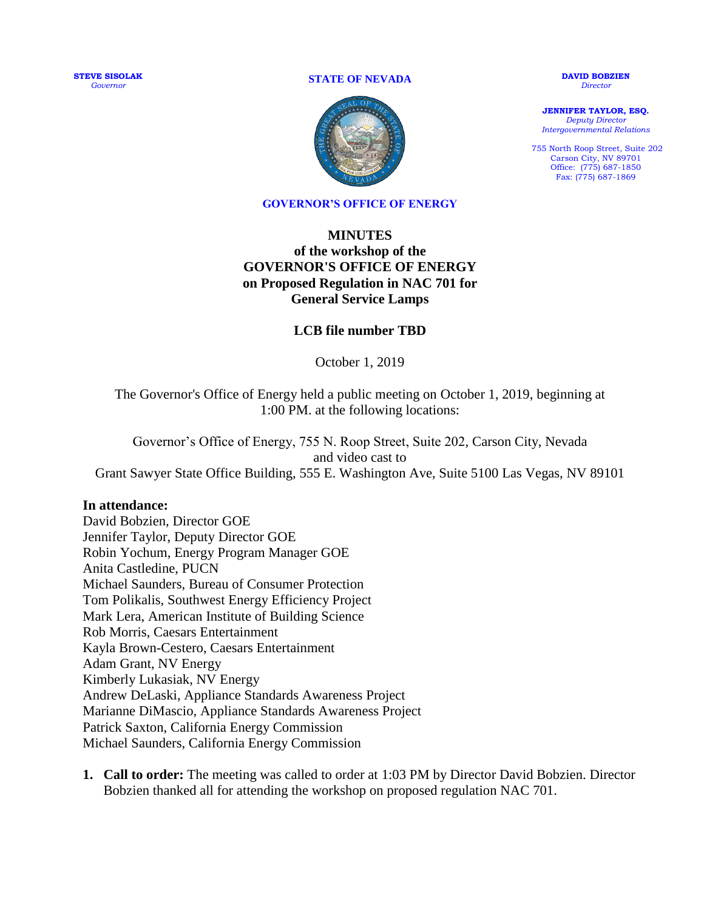**STEVE SISOLAK**
*Governor*

**STATE OF NEVADA**

**DAVID BOBZIEN**
*Director*

**JENNIFER TAYLOR, ESQ.**
*Deputy Director*
*Intergovernmental Relations*

755 North Roop Street, Suite 202
Carson City, NV 89701
Office: (775) 687-1850
Fax: (775) 687-1869

**GOVERNOR'S OFFICE OF ENERGY**

# MINUTES
## of the workshop of the GOVERNOR'S OFFICE OF ENERGY on Proposed Regulation in NAC 701 for General Service Lamps

### LCB file number TBD

October 1, 2019

The Governor's Office of Energy held a public meeting on October 1, 2019, beginning at 1:00 PM. at the following locations:

Governor's Office of Energy, 755 N. Roop Street, Suite 202, Carson City, Nevada
and video cast to
Grant Sawyer State Office Building, 555 E. Washington Ave, Suite 5100 Las Vegas, NV 89101

**In attendance:**
David Bobzien, Director GOE
Jennifer Taylor, Deputy Director GOE
Robin Yochum, Energy Program Manager GOE
Anita Castledine, PUCN
Michael Saunders, Bureau of Consumer Protection
Tom Polikalis, Southwest Energy Efficiency Project
Mark Lera, American Institute of Building Science
Rob Morris, Caesars Entertainment
Kayla Brown-Cestero, Caesars Entertainment
Adam Grant, NV Energy
Kimberly Lukasiak, NV Energy
Andrew DeLaski, Appliance Standards Awareness Project
Marianne DiMascio, Appliance Standards Awareness Project
Patrick Saxton, California Energy Commission
Michael Saunders, California Energy Commission

1. **Call to order:** The meeting was called to order at 1:03 PM by Director David Bobzien. Director Bobzien thanked all for attending the workshop on proposed regulation NAC 701.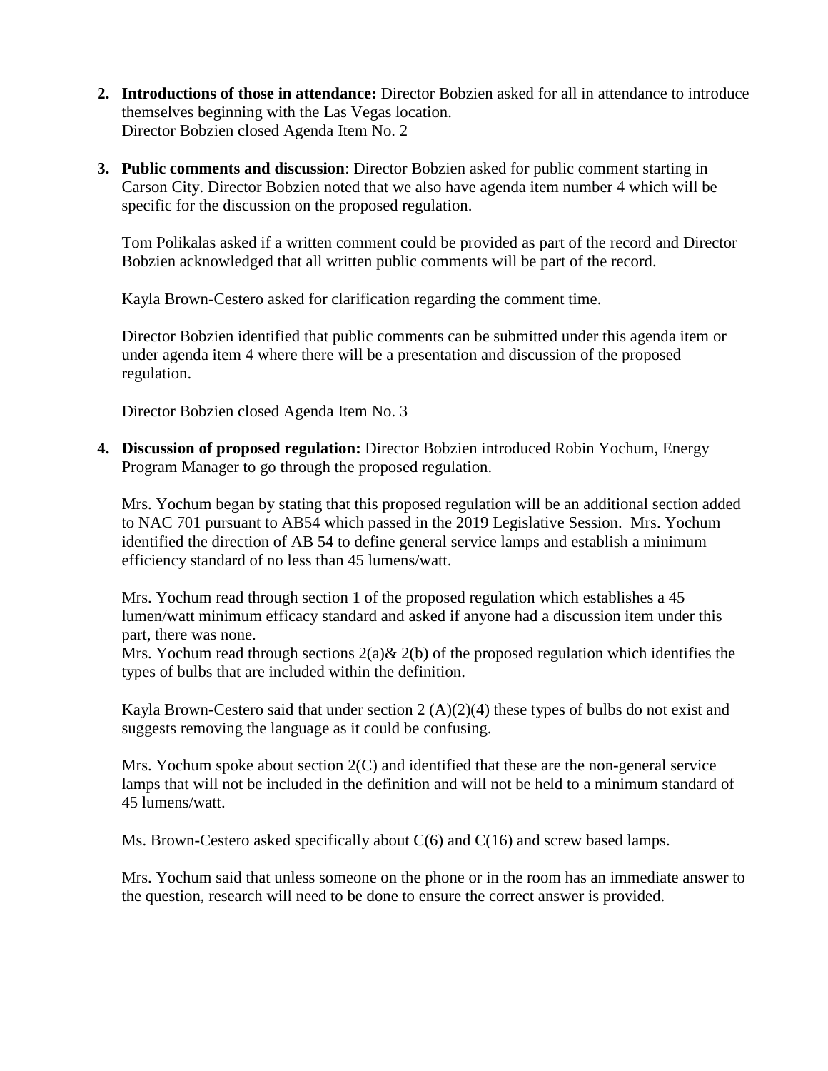2. **Introductions of those in attendance:** Director Bobzien asked for all in attendance to introduce themselves beginning with the Las Vegas location.
   Director Bobzien closed Agenda Item No. 2

3. **Public comments and discussion**: Director Bobzien asked for public comment starting in Carson City. Director Bobzien noted that we also have agenda item number 4 which will be specific for the discussion on the proposed regulation.

   Tom Polikalas asked if a written comment could be provided as part of the record and Director Bobzien acknowledged that all written public comments will be part of the record.

   Kayla Brown-Cestero asked for clarification regarding the comment time.

   Director Bobzien identified that public comments can be submitted under this agenda item or under agenda item 4 where there will be a presentation and discussion of the proposed regulation.

   Director Bobzien closed Agenda Item No. 3

4. **Discussion of proposed regulation:** Director Bobzien introduced Robin Yochum, Energy Program Manager to go through the proposed regulation.

   Mrs. Yochum began by stating that this proposed regulation will be an additional section added to NAC 701 pursuant to AB54 which passed in the 2019 Legislative Session. Mrs. Yochum identified the direction of AB 54 to define general service lamps and establish a minimum efficiency standard of no less than 45 lumens/watt.

   Mrs. Yochum read through section 1 of the proposed regulation which establishes a 45 lumen/watt minimum efficacy standard and asked if anyone had a discussion item under this part, there was none.
   Mrs. Yochum read through sections 2(a)& 2(b) of the proposed regulation which identifies the types of bulbs that are included within the definition.

   Kayla Brown-Cestero said that under section 2 (A)(2)(4) these types of bulbs do not exist and suggests removing the language as it could be confusing.

   Mrs. Yochum spoke about section 2(C) and identified that these are the non-general service lamps that will not be included in the definition and will not be held to a minimum standard of 45 lumens/watt.

   Ms. Brown-Cestero asked specifically about C(6) and C(16) and screw based lamps.

   Mrs. Yochum said that unless someone on the phone or in the room has an immediate answer to the question, research will need to be done to ensure the correct answer is provided.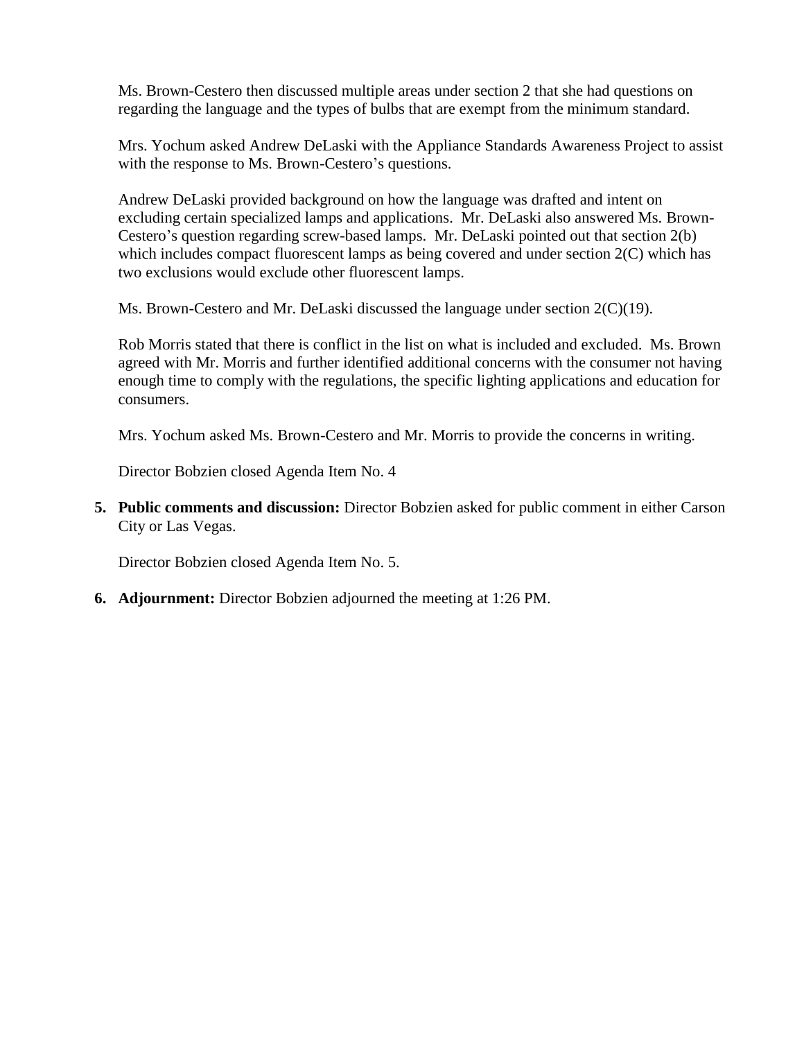Ms. Brown-Cestero then discussed multiple areas under section 2 that she had questions on regarding the language and the types of bulbs that are exempt from the minimum standard.

Mrs. Yochum asked Andrew DeLaski with the Appliance Standards Awareness Project to assist with the response to Ms. Brown-Cestero's questions.

Andrew DeLaski provided background on how the language was drafted and intent on excluding certain specialized lamps and applications. Mr. DeLaski also answered Ms. Brown-Cestero's question regarding screw-based lamps. Mr. DeLaski pointed out that section 2(b) which includes compact fluorescent lamps as being covered and under section 2(C) which has two exclusions would exclude other fluorescent lamps.

Ms. Brown-Cestero and Mr. DeLaski discussed the language under section 2(C)(19).

Rob Morris stated that there is conflict in the list on what is included and excluded. Ms. Brown agreed with Mr. Morris and further identified additional concerns with the consumer not having enough time to comply with the regulations, the specific lighting applications and education for consumers.

Mrs. Yochum asked Ms. Brown-Cestero and Mr. Morris to provide the concerns in writing.

Director Bobzien closed Agenda Item No. 4

5. **Public comments and discussion:** Director Bobzien asked for public comment in either Carson City or Las Vegas.

   Director Bobzien closed Agenda Item No. 5.

6. **Adjournment:** Director Bobzien adjourned the meeting at 1:26 PM.